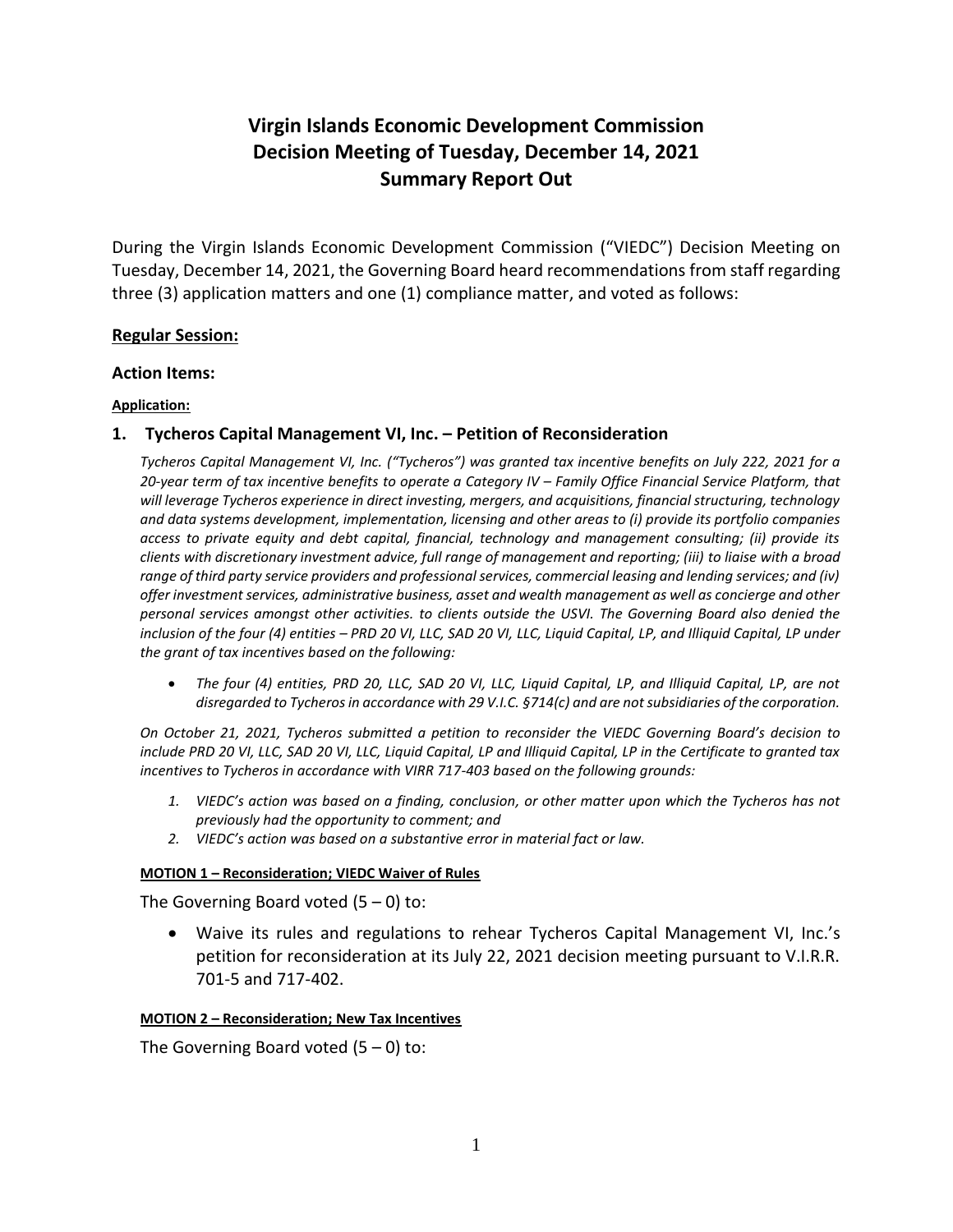# Virgin Islands Economic Development Commission
# Decision Meeting of Tuesday, December 14, 2021
# Summary Report Out

During the Virgin Islands Economic Development Commission ("VIEDC") Decision Meeting on Tuesday, December 14, 2021, the Governing Board heard recommendations from staff regarding three (3) application matters and one (1) compliance matter, and voted as follows:

## Regular Session:

## Action Items:

**Application:**

### 1. Tycheros Capital Management VI, Inc. – Petition of Reconsideration

*Tycheros Capital Management VI, Inc. ("Tycheros") was granted tax incentive benefits on July 222, 2021 for a 20-year term of tax incentive benefits to operate a Category IV – Family Office Financial Service Platform, that will leverage Tycheros experience in direct investing, mergers, and acquisitions, financial structuring, technology and data systems development, implementation, licensing and other areas to (i) provide its portfolio companies access to private equity and debt capital, financial, technology and management consulting; (ii) provide its clients with discretionary investment advice, full range of management and reporting; (iii) to liaise with a broad range of third party service providers and professional services, commercial leasing and lending services; and (iv) offer investment services, administrative business, asset and wealth management as well as concierge and other personal services amongst other activities. to clients outside the USVI. The Governing Board also denied the inclusion of the four (4) entities – PRD 20 VI, LLC, SAD 20 VI, LLC, Liquid Capital, LP, and Illiquid Capital, LP under the grant of tax incentives based on the following:*

- *The four (4) entities, PRD 20, LLC, SAD 20 VI, LLC, Liquid Capital, LP, and Illiquid Capital, LP, are not disregarded to Tycheros in accordance with 29 V.I.C. §714(c) and are not subsidiaries of the corporation.*

*On October 21, 2021, Tycheros submitted a petition to reconsider the VIEDC Governing Board's decision to include PRD 20 VI, LLC, SAD 20 VI, LLC, Liquid Capital, LP and Illiquid Capital, LP in the Certificate to granted tax incentives to Tycheros in accordance with VIRR 717-403 based on the following grounds:*

1. *VIEDC's action was based on a finding, conclusion, or other matter upon which the Tycheros has not previously had the opportunity to comment; and*
2. *VIEDC's action was based on a substantive error in material fact or law.*

**MOTION 1 – Reconsideration; VIEDC Waiver of Rules**

The Governing Board voted (5 – 0) to:

- Waive its rules and regulations to rehear Tycheros Capital Management VI, Inc.'s petition for reconsideration at its July 22, 2021 decision meeting pursuant to V.I.R.R. 701-5 and 717-402.

**MOTION 2 – Reconsideration; New Tax Incentives**

The Governing Board voted (5 – 0) to: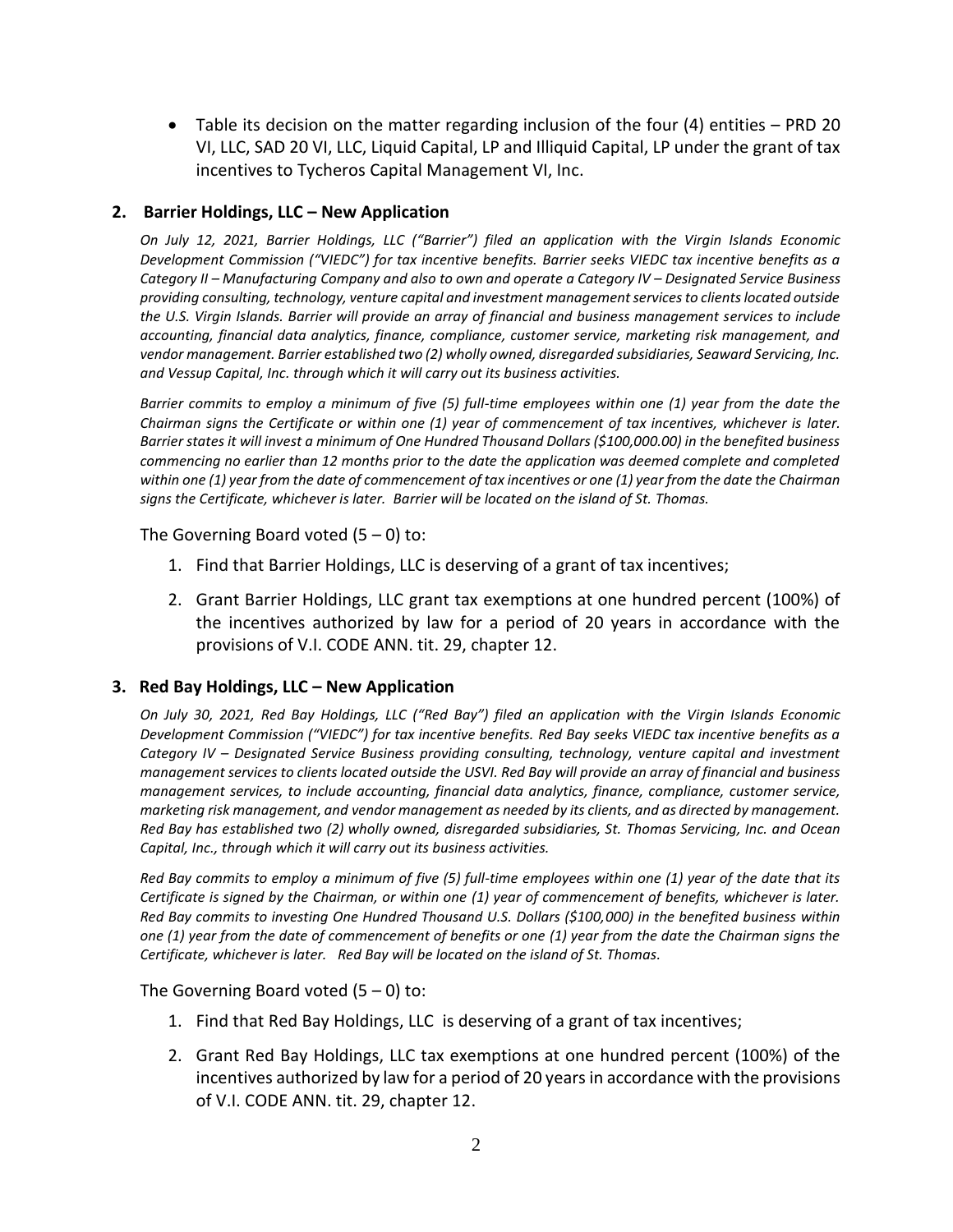- Table its decision on the matter regarding inclusion of the four (4) entities – PRD 20 VI, LLC, SAD 20 VI, LLC, Liquid Capital, LP and Illiquid Capital, LP under the grant of tax incentives to Tycheros Capital Management VI, Inc.

### 2. Barrier Holdings, LLC – New Application

*On July 12, 2021, Barrier Holdings, LLC ("Barrier") filed an application with the Virgin Islands Economic Development Commission ("VIEDC") for tax incentive benefits. Barrier seeks VIEDC tax incentive benefits as a Category II – Manufacturing Company and also to own and operate a Category IV – Designated Service Business providing consulting, technology, venture capital and investment management services to clients located outside the U.S. Virgin Islands. Barrier will provide an array of financial and business management services to include accounting, financial data analytics, finance, compliance, customer service, marketing risk management, and vendor management. Barrier established two (2) wholly owned, disregarded subsidiaries, Seaward Servicing, Inc. and Vessup Capital, Inc. through which it will carry out its business activities.*

*Barrier commits to employ a minimum of five (5) full-time employees within one (1) year from the date the Chairman signs the Certificate or within one (1) year of commencement of tax incentives, whichever is later. Barrier states it will invest a minimum of One Hundred Thousand Dollars ($100,000.00) in the benefited business commencing no earlier than 12 months prior to the date the application was deemed complete and completed within one (1) year from the date of commencement of tax incentives or one (1) year from the date the Chairman signs the Certificate, whichever is later. Barrier will be located on the island of St. Thomas.*

The Governing Board voted (5 – 0) to:

1. Find that Barrier Holdings, LLC is deserving of a grant of tax incentives;
2. Grant Barrier Holdings, LLC grant tax exemptions at one hundred percent (100%) of the incentives authorized by law for a period of 20 years in accordance with the provisions of V.I. CODE ANN. tit. 29, chapter 12.

### 3. Red Bay Holdings, LLC – New Application

*On July 30, 2021, Red Bay Holdings, LLC ("Red Bay") filed an application with the Virgin Islands Economic Development Commission ("VIEDC") for tax incentive benefits. Red Bay seeks VIEDC tax incentive benefits as a Category IV – Designated Service Business providing consulting, technology, venture capital and investment management services to clients located outside the USVI. Red Bay will provide an array of financial and business management services, to include accounting, financial data analytics, finance, compliance, customer service, marketing risk management, and vendor management as needed by its clients, and as directed by management. Red Bay has established two (2) wholly owned, disregarded subsidiaries, St. Thomas Servicing, Inc. and Ocean Capital, Inc., through which it will carry out its business activities.*

*Red Bay commits to employ a minimum of five (5) full-time employees within one (1) year of the date that its Certificate is signed by the Chairman, or within one (1) year of commencement of benefits, whichever is later. Red Bay commits to investing One Hundred Thousand U.S. Dollars ($100,000) in the benefited business within one (1) year from the date of commencement of benefits or one (1) year from the date the Chairman signs the Certificate, whichever is later. Red Bay will be located on the island of St. Thomas.*

The Governing Board voted (5 – 0) to:

1. Find that Red Bay Holdings, LLC is deserving of a grant of tax incentives;
2. Grant Red Bay Holdings, LLC tax exemptions at one hundred percent (100%) of the incentives authorized by law for a period of 20 years in accordance with the provisions of V.I. CODE ANN. tit. 29, chapter 12.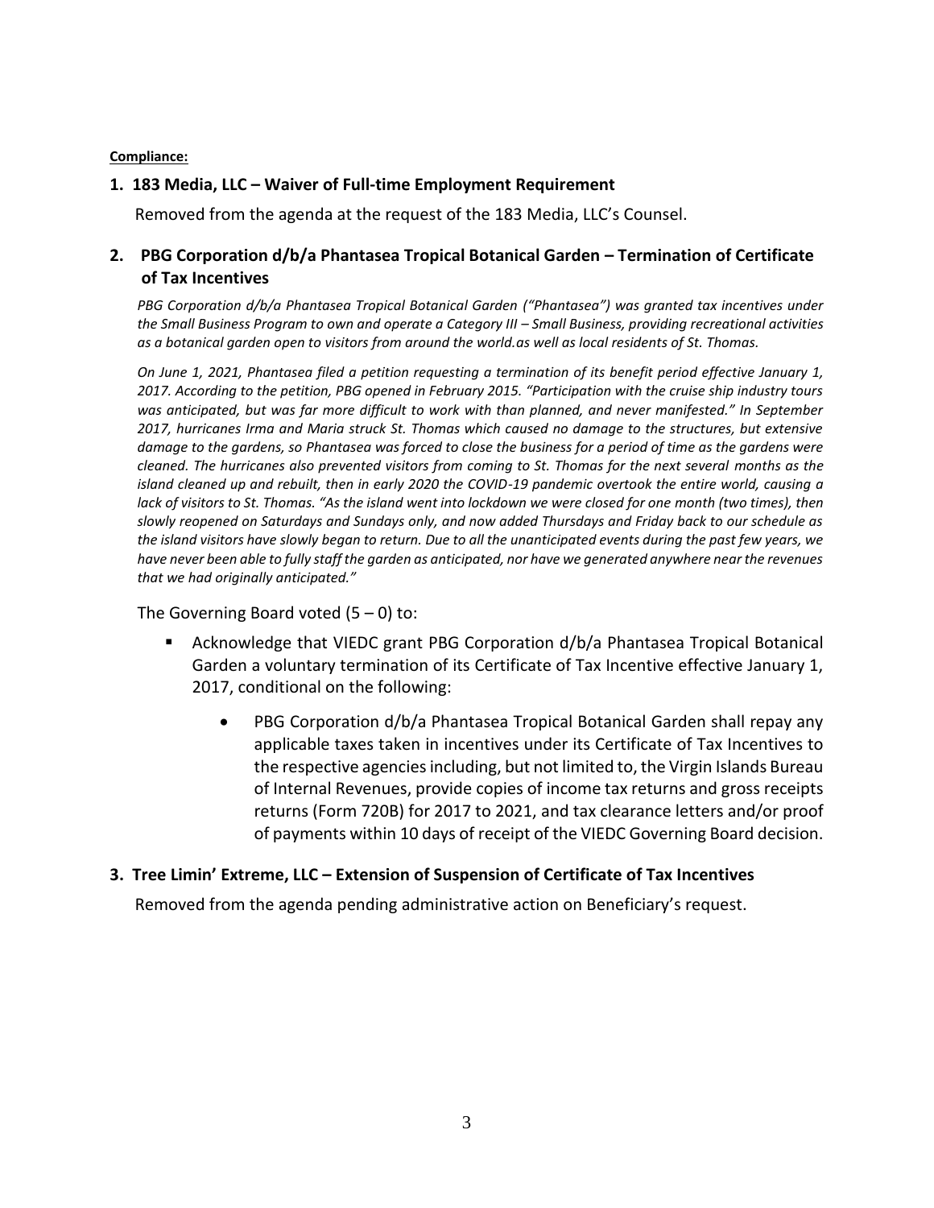**Compliance:**

**1. 183 Media, LLC – Waiver of Full-time Employment Requirement**

Removed from the agenda at the request of the 183 Media, LLC's Counsel.

**2. PBG Corporation d/b/a Phantasea Tropical Botanical Garden – Termination of Certificate of Tax Incentives**

*PBG Corporation d/b/a Phantasea Tropical Botanical Garden ("Phantasea") was granted tax incentives under the Small Business Program to own and operate a Category III – Small Business, providing recreational activities as a botanical garden open to visitors from around the world.as well as local residents of St. Thomas.*

*On June 1, 2021, Phantasea filed a petition requesting a termination of its benefit period effective January 1, 2017. According to the petition, PBG opened in February 2015. "Participation with the cruise ship industry tours was anticipated, but was far more difficult to work with than planned, and never manifested." In September 2017, hurricanes Irma and Maria struck St. Thomas which caused no damage to the structures, but extensive damage to the gardens, so Phantasea was forced to close the business for a period of time as the gardens were cleaned. The hurricanes also prevented visitors from coming to St. Thomas for the next several months as the island cleaned up and rebuilt, then in early 2020 the COVID-19 pandemic overtook the entire world, causing a lack of visitors to St. Thomas. "As the island went into lockdown we were closed for one month (two times), then slowly reopened on Saturdays and Sundays only, and now added Thursdays and Friday back to our schedule as the island visitors have slowly began to return. Due to all the unanticipated events during the past few years, we have never been able to fully staff the garden as anticipated, nor have we generated anywhere near the revenues that we had originally anticipated."*

The Governing Board voted (5 – 0) to:

- Acknowledge that VIEDC grant PBG Corporation d/b/a Phantasea Tropical Botanical Garden a voluntary termination of its Certificate of Tax Incentive effective January 1, 2017, conditional on the following:
  - PBG Corporation d/b/a Phantasea Tropical Botanical Garden shall repay any applicable taxes taken in incentives under its Certificate of Tax Incentives to the respective agencies including, but not limited to, the Virgin Islands Bureau of Internal Revenues, provide copies of income tax returns and gross receipts returns (Form 720B) for 2017 to 2021, and tax clearance letters and/or proof of payments within 10 days of receipt of the VIEDC Governing Board decision.

**3. Tree Limin' Extreme, LLC – Extension of Suspension of Certificate of Tax Incentives**

Removed from the agenda pending administrative action on Beneficiary's request.